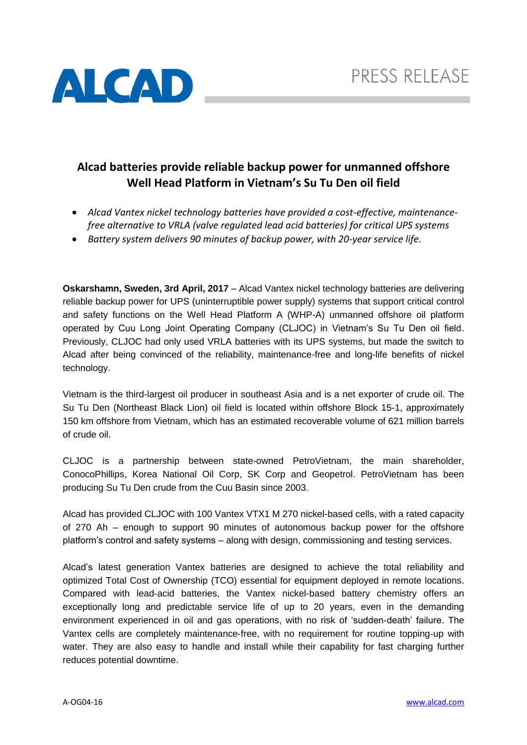ALCAD

PRESS RELEASE

# Alcad batteries provide reliable backup power for unmanned offshore Well Head Platform in Vietnam's Su Tu Den oil field

- *Alcad Vantex nickel technology batteries have provided a cost-effective, maintenance-free alternative to VRLA (valve regulated lead acid batteries) for critical UPS systems*
- *Battery system delivers 90 minutes of backup power, with 20-year service life.*

**Oskarshamn, Sweden, 3rd April, 2017** – Alcad Vantex nickel technology batteries are delivering reliable backup power for UPS (uninterruptible power supply) systems that support critical control and safety functions on the Well Head Platform A (WHP-A) unmanned offshore oil platform operated by Cuu Long Joint Operating Company (CLJOC) in Vietnam's Su Tu Den oil field. Previously, CLJOC had only used VRLA batteries with its UPS systems, but made the switch to Alcad after being convinced of the reliability, maintenance-free and long-life benefits of nickel technology.

Vietnam is the third-largest oil producer in southeast Asia and is a net exporter of crude oil. The Su Tu Den (Northeast Black Lion) oil field is located within offshore Block 15-1, approximately 150 km offshore from Vietnam, which has an estimated recoverable volume of 621 million barrels of crude oil.

CLJOC is a partnership between state-owned PetroVietnam, the main shareholder, ConocoPhillips, Korea National Oil Corp, SK Corp and Geopetrol. PetroVietnam has been producing Su Tu Den crude from the Cuu Basin since 2003.

Alcad has provided CLJOC with 100 Vantex VTX1 M 270 nickel-based cells, with a rated capacity of 270 Ah – enough to support 90 minutes of autonomous backup power for the offshore platform's control and safety systems – along with design, commissioning and testing services.

Alcad's latest generation Vantex batteries are designed to achieve the total reliability and optimized Total Cost of Ownership (TCO) essential for equipment deployed in remote locations. Compared with lead-acid batteries, the Vantex nickel-based battery chemistry offers an exceptionally long and predictable service life of up to 20 years, even in the demanding environment experienced in oil and gas operations, with no risk of 'sudden-death' failure. The Vantex cells are completely maintenance-free, with no requirement for routine topping-up with water. They are also easy to handle and install while their capability for fast charging further reduces potential downtime.

A-OG04-16 www.alcad.com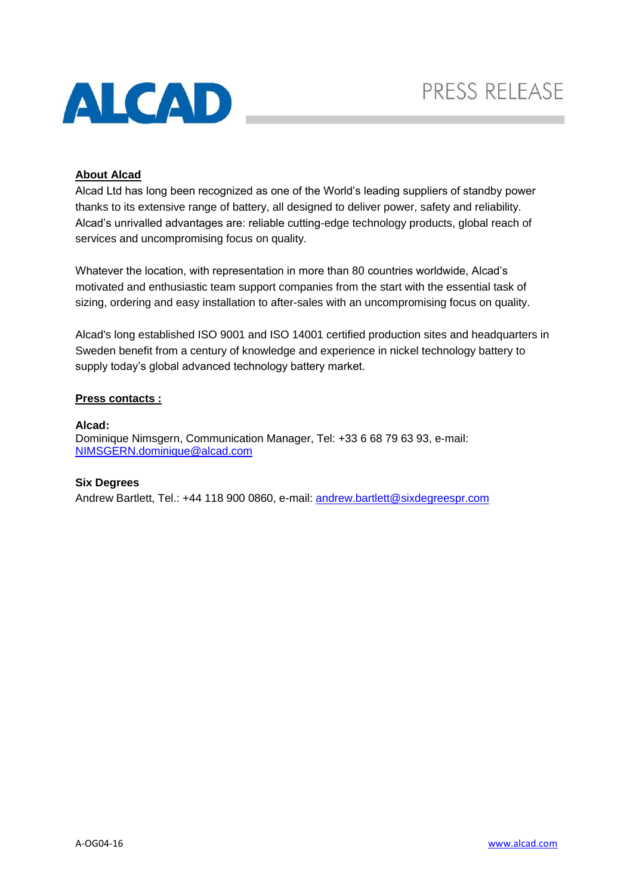## About Alcad

Alcad Ltd has long been recognized as one of the World's leading suppliers of standby power thanks to its extensive range of battery, all designed to deliver power, safety and reliability. Alcad's unrivalled advantages are: reliable cutting-edge technology products, global reach of services and uncompromising focus on quality.

Whatever the location, with representation in more than 80 countries worldwide, Alcad's motivated and enthusiastic team support companies from the start with the essential task of sizing, ordering and easy installation to after-sales with an uncompromising focus on quality.

Alcad's long established ISO 9001 and ISO 14001 certified production sites and headquarters in Sweden benefit from a century of knowledge and experience in nickel technology battery to supply today's global advanced technology battery market.

## Press contacts :

**Alcad:**
Dominique Nimsgern, Communication Manager, Tel: +33 6 68 79 63 93, e-mail: NIMSGERN.dominique@alcad.com

**Six Degrees**
Andrew Bartlett, Tel.: +44 118 900 0860, e-mail: andrew.bartlett@sixdegreespr.com

A-OG04-16

www.alcad.com